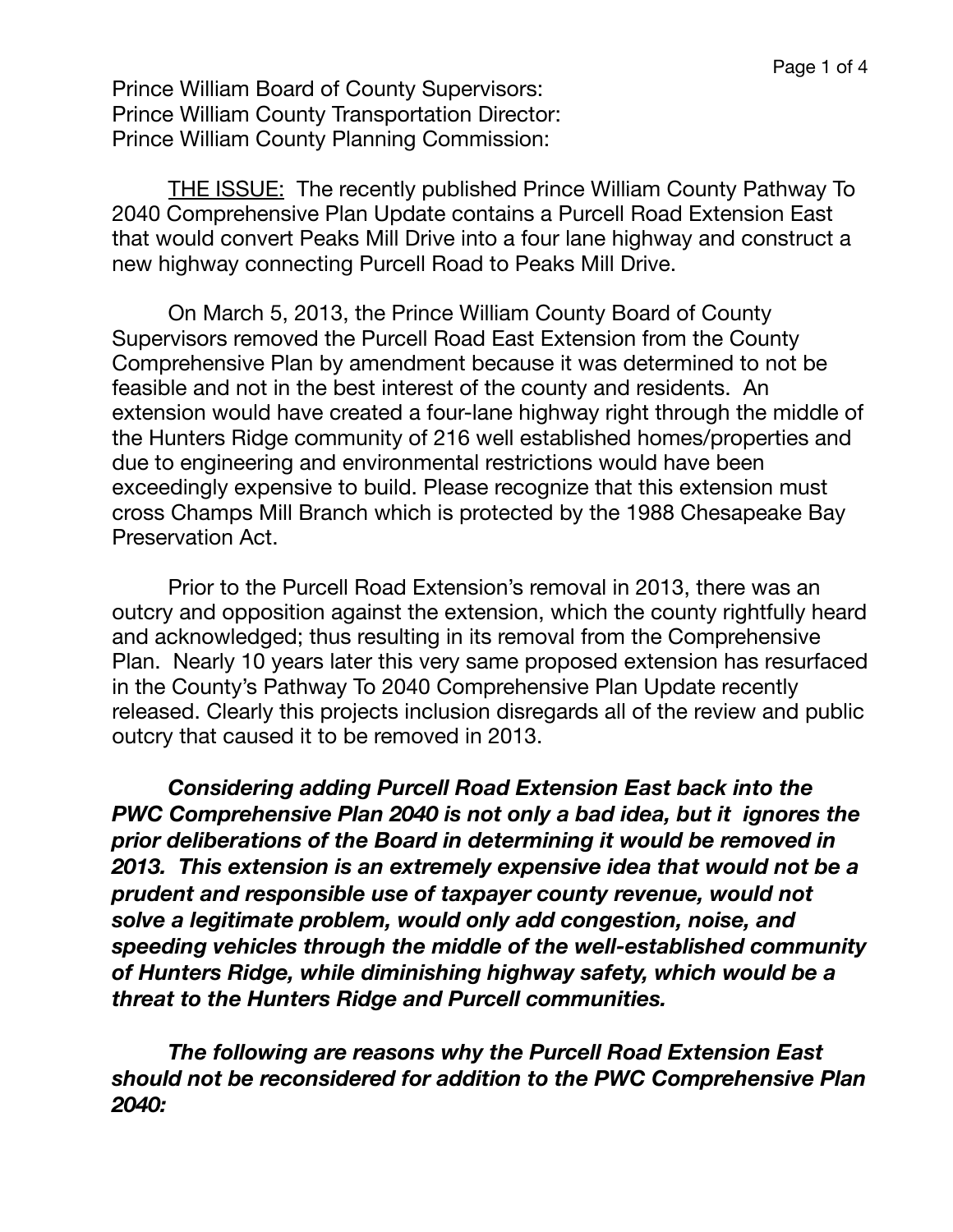Prince William Board of County Supervisors:
Prince William County Transportation Director:
Prince William County Planning Commission:

<u>THE ISSUE:</u> The recently published Prince William County Pathway To 2040 Comprehensive Plan Update contains a Purcell Road Extension East that would convert Peaks Mill Drive into a four lane highway and construct a new highway connecting Purcell Road to Peaks Mill Drive.

On March 5, 2013, the Prince William County Board of County Supervisors removed the Purcell Road East Extension from the County Comprehensive Plan by amendment because it was determined to not be feasible and not in the best interest of the county and residents. An extension would have created a four-lane highway right through the middle of the Hunters Ridge community of 216 well established homes/properties and due to engineering and environmental restrictions would have been exceedingly expensive to build. Please recognize that this extension must cross Champs Mill Branch which is protected by the 1988 Chesapeake Bay Preservation Act.

Prior to the Purcell Road Extension's removal in 2013, there was an outcry and opposition against the extension, which the county rightfully heard and acknowledged; thus resulting in its removal from the Comprehensive Plan. Nearly 10 years later this very same proposed extension has resurfaced in the County's Pathway To 2040 Comprehensive Plan Update recently released. Clearly this projects inclusion disregards all of the review and public outcry that caused it to be removed in 2013.

***Considering adding Purcell Road Extension East back into the PWC Comprehensive Plan 2040 is not only a bad idea, but it ignores the prior deliberations of the Board in determining it would be removed in 2013. This extension is an extremely expensive idea that would not be a prudent and responsible use of taxpayer county revenue, would not solve a legitimate problem, would only add congestion, noise, and speeding vehicles through the middle of the well-established community of Hunters Ridge, while diminishing highway safety, which would be a threat to the Hunters Ridge and Purcell communities.***

***The following are reasons why the Purcell Road Extension East should not be reconsidered for addition to the PWC Comprehensive Plan 2040:***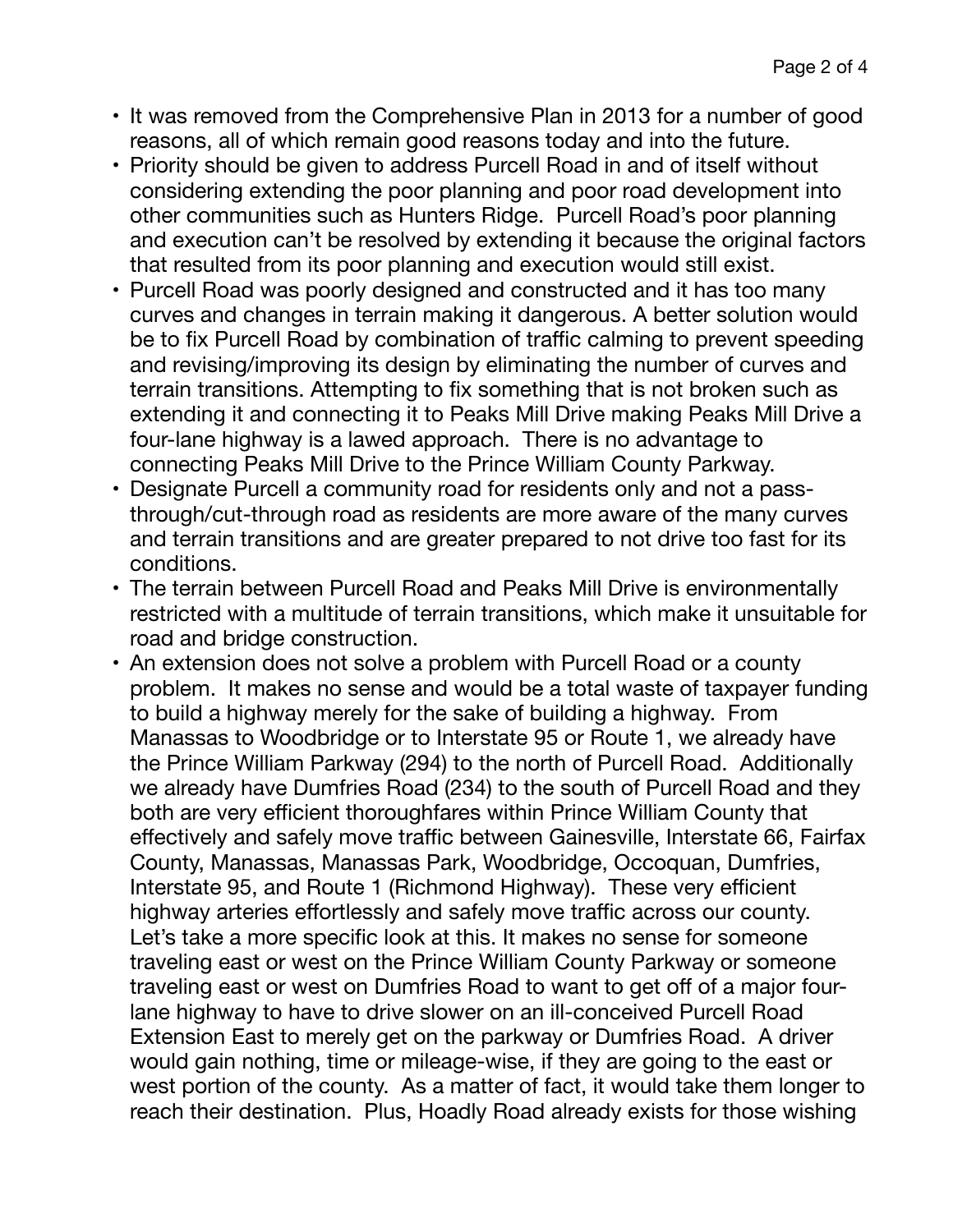- It was removed from the Comprehensive Plan in 2013 for a number of good reasons, all of which remain good reasons today and into the future.
- Priority should be given to address Purcell Road in and of itself without considering extending the poor planning and poor road development into other communities such as Hunters Ridge. Purcell Road's poor planning and execution can't be resolved by extending it because the original factors that resulted from its poor planning and execution would still exist.
- Purcell Road was poorly designed and constructed and it has too many curves and changes in terrain making it dangerous. A better solution would be to fix Purcell Road by combination of traffic calming to prevent speeding and revising/improving its design by eliminating the number of curves and terrain transitions. Attempting to fix something that is not broken such as extending it and connecting it to Peaks Mill Drive making Peaks Mill Drive a four-lane highway is a lawed approach. There is no advantage to connecting Peaks Mill Drive to the Prince William County Parkway.
- Designate Purcell a community road for residents only and not a pass-through/cut-through road as residents are more aware of the many curves and terrain transitions and are greater prepared to not drive too fast for its conditions.
- The terrain between Purcell Road and Peaks Mill Drive is environmentally restricted with a multitude of terrain transitions, which make it unsuitable for road and bridge construction.
- An extension does not solve a problem with Purcell Road or a county problem. It makes no sense and would be a total waste of taxpayer funding to build a highway merely for the sake of building a highway. From Manassas to Woodbridge or to Interstate 95 or Route 1, we already have the Prince William Parkway (294) to the north of Purcell Road. Additionally we already have Dumfries Road (234) to the south of Purcell Road and they both are very efficient thoroughfares within Prince William County that effectively and safely move traffic between Gainesville, Interstate 66, Fairfax County, Manassas, Manassas Park, Woodbridge, Occoquan, Dumfries, Interstate 95, and Route 1 (Richmond Highway). These very efficient highway arteries effortlessly and safely move traffic across our county. Let's take a more specific look at this. It makes no sense for someone traveling east or west on the Prince William County Parkway or someone traveling east or west on Dumfries Road to want to get off of a major four-lane highway to have to drive slower on an ill-conceived Purcell Road Extension East to merely get on the parkway or Dumfries Road. A driver would gain nothing, time or mileage-wise, if they are going to the east or west portion of the county. As a matter of fact, it would take them longer to reach their destination. Plus, Hoadly Road already exists for those wishing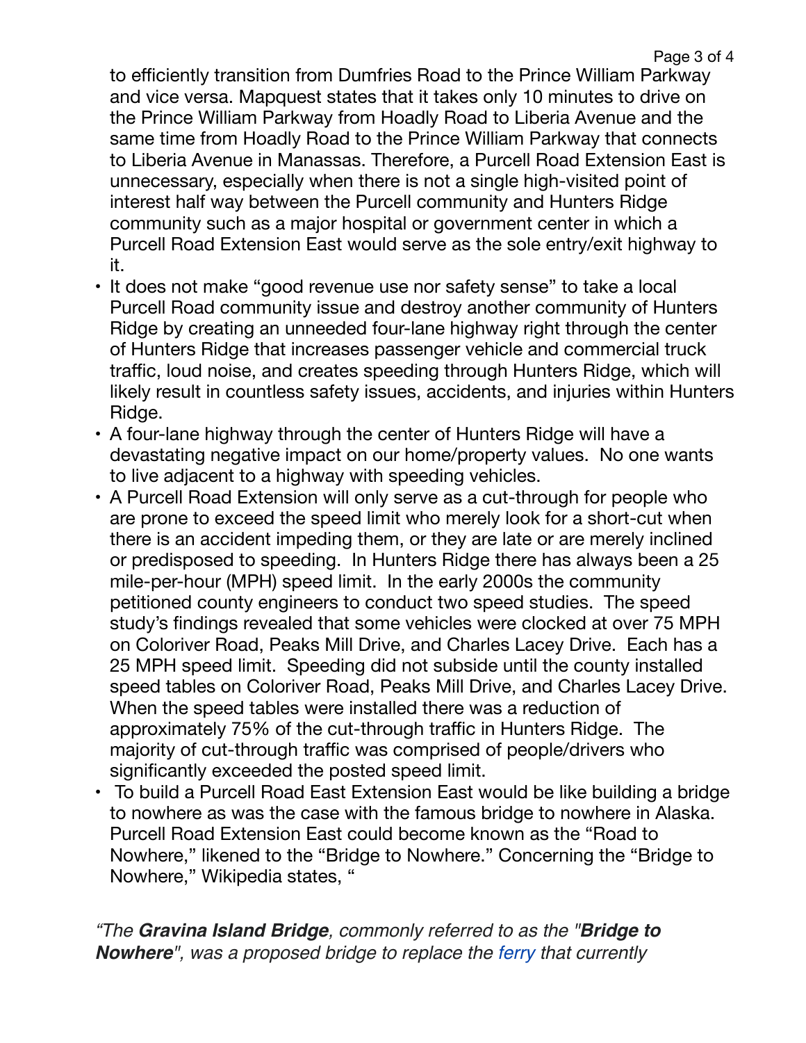to efficiently transition from Dumfries Road to the Prince William Parkway and vice versa. Mapquest states that it takes only 10 minutes to drive on the Prince William Parkway from Hoadly Road to Liberia Avenue and the same time from Hoadly Road to the Prince William Parkway that connects to Liberia Avenue in Manassas. Therefore, a Purcell Road Extension East is unnecessary, especially when there is not a single high-visited point of interest half way between the Purcell community and Hunters Ridge community such as a major hospital or government center in which a Purcell Road Extension East would serve as the sole entry/exit highway to it.

- It does not make "good revenue use nor safety sense" to take a local Purcell Road community issue and destroy another community of Hunters Ridge by creating an unneeded four-lane highway right through the center of Hunters Ridge that increases passenger vehicle and commercial truck traffic, loud noise, and creates speeding through Hunters Ridge, which will likely result in countless safety issues, accidents, and injuries within Hunters Ridge.
- A four-lane highway through the center of Hunters Ridge will have a devastating negative impact on our home/property values. No one wants to live adjacent to a highway with speeding vehicles.
- A Purcell Road Extension will only serve as a cut-through for people who are prone to exceed the speed limit who merely look for a short-cut when there is an accident impeding them, or they are late or are merely inclined or predisposed to speeding. In Hunters Ridge there has always been a 25 mile-per-hour (MPH) speed limit. In the early 2000s the community petitioned county engineers to conduct two speed studies. The speed study's findings revealed that some vehicles were clocked at over 75 MPH on Coloriver Road, Peaks Mill Drive, and Charles Lacey Drive. Each has a 25 MPH speed limit. Speeding did not subside until the county installed speed tables on Coloriver Road, Peaks Mill Drive, and Charles Lacey Drive. When the speed tables were installed there was a reduction of approximately 75% of the cut-through traffic in Hunters Ridge. The majority of cut-through traffic was comprised of people/drivers who significantly exceeded the posted speed limit.
- To build a Purcell Road East Extension East would be like building a bridge to nowhere as was the case with the famous bridge to nowhere in Alaska. Purcell Road Extension East could become known as the "Road to Nowhere," likened to the "Bridge to Nowhere." Concerning the "Bridge to Nowhere," Wikipedia states, "

*"The **Gravina Island Bridge**, commonly referred to as the "**Bridge to Nowhere**", was a proposed bridge to replace the ferry that currently*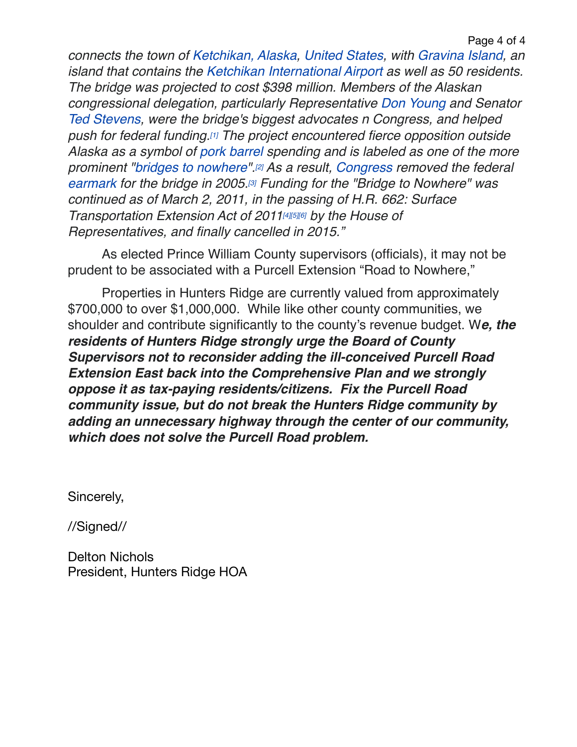*connects the town of Ketchikan, Alaska, United States, with Gravina Island, an island that contains the Ketchikan International Airport as well as 50 residents. The bridge was projected to cost $398 million. Members of the Alaskan congressional delegation, particularly Representative Don Young and Senator Ted Stevens, were the bridge's biggest advocates n Congress, and helped push for federal funding.[1] The project encountered fierce opposition outside Alaska as a symbol of pork barrel spending and is labeled as one of the more prominent "bridges to nowhere".[2] As a result, Congress removed the federal earmark for the bridge in 2005.[3] Funding for the "Bridge to Nowhere" was continued as of March 2, 2011, in the passing of H.R. 662: Surface Transportation Extension Act of 2011[4][5][6] by the House of Representatives, and finally cancelled in 2015."*

As elected Prince William County supervisors (officials), it may not be prudent to be associated with a Purcell Extension "Road to Nowhere,"

Properties in Hunters Ridge are currently valued from approximately $700,000 to over $1,000,000. While like other county communities, we shoulder and contribute significantly to the county's revenue budget. W***e, the residents of Hunters Ridge strongly urge the Board of County Supervisors not to reconsider adding the ill-conceived Purcell Road Extension East back into the Comprehensive Plan and we strongly oppose it as tax-paying residents/citizens. Fix the Purcell Road community issue, but do not break the Hunters Ridge community by adding an unnecessary highway through the center of our community, which does not solve the Purcell Road problem.***

Sincerely,

//Signed//

Delton Nichols
President, Hunters Ridge HOA